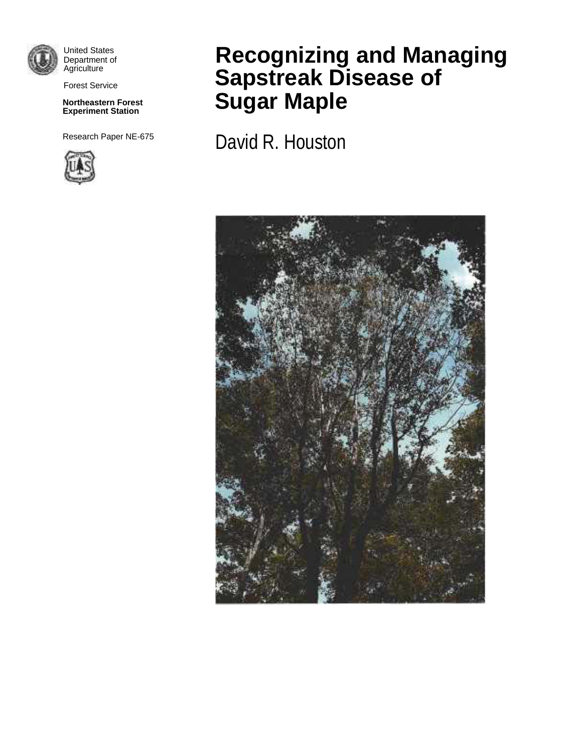United States Department of Agriculture

Forest Service

**Northeastern Forest Experiment Station**

Research Paper NE-675

# Recognizing and Managing Sapstreak Disease of Sugar Maple

David R. Houston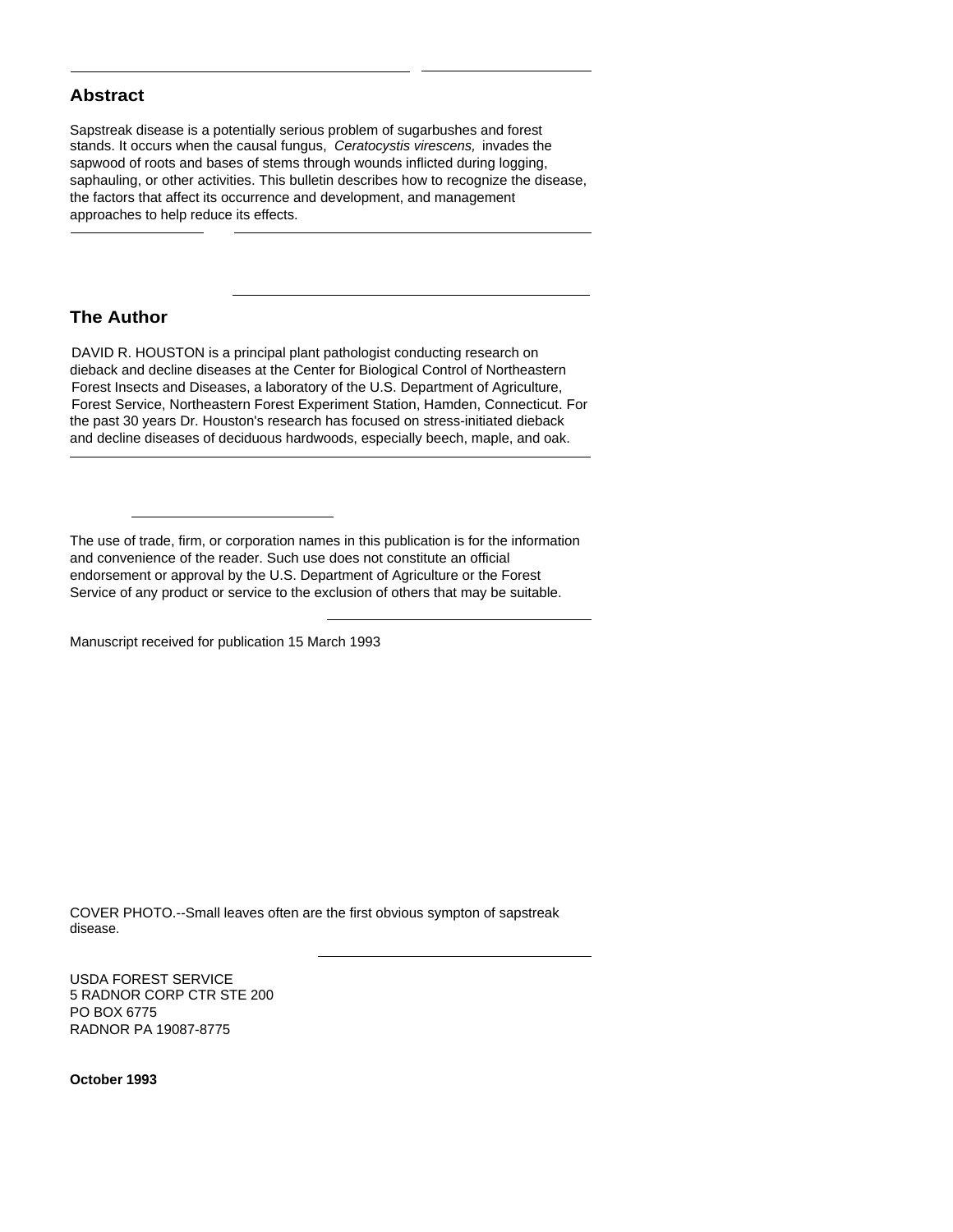## Abstract

Sapstreak disease is a potentially serious problem of sugarbushes and forest stands. It occurs when the causal fungus, *Ceratocystis virescens,* invades the sapwood of roots and bases of stems through wounds inflicted during logging, saphauling, or other activities. This bulletin describes how to recognize the disease, the factors that affect its occurrence and development, and management approaches to help reduce its effects.

## The Author

DAVID R. HOUSTON is a principal plant pathologist conducting research on dieback and decline diseases at the Center for Biological Control of Northeastern Forest Insects and Diseases, a laboratory of the U.S. Department of Agriculture, Forest Service, Northeastern Forest Experiment Station, Hamden, Connecticut. For the past 30 years Dr. Houston's research has focused on stress-initiated dieback and decline diseases of deciduous hardwoods, especially beech, maple, and oak.

The use of trade, firm, or corporation names in this publication is for the information and convenience of the reader. Such use does not constitute an official endorsement or approval by the U.S. Department of Agriculture or the Forest Service of any product or service to the exclusion of others that may be suitable.

Manuscript received for publication 15 March 1993

COVER PHOTO.--Small leaves often are the first obvious sympton of sapstreak disease.

USDA FOREST SERVICE
5 RADNOR CORP CTR STE 200
PO BOX 6775
RADNOR PA 19087-8775

**October 1993**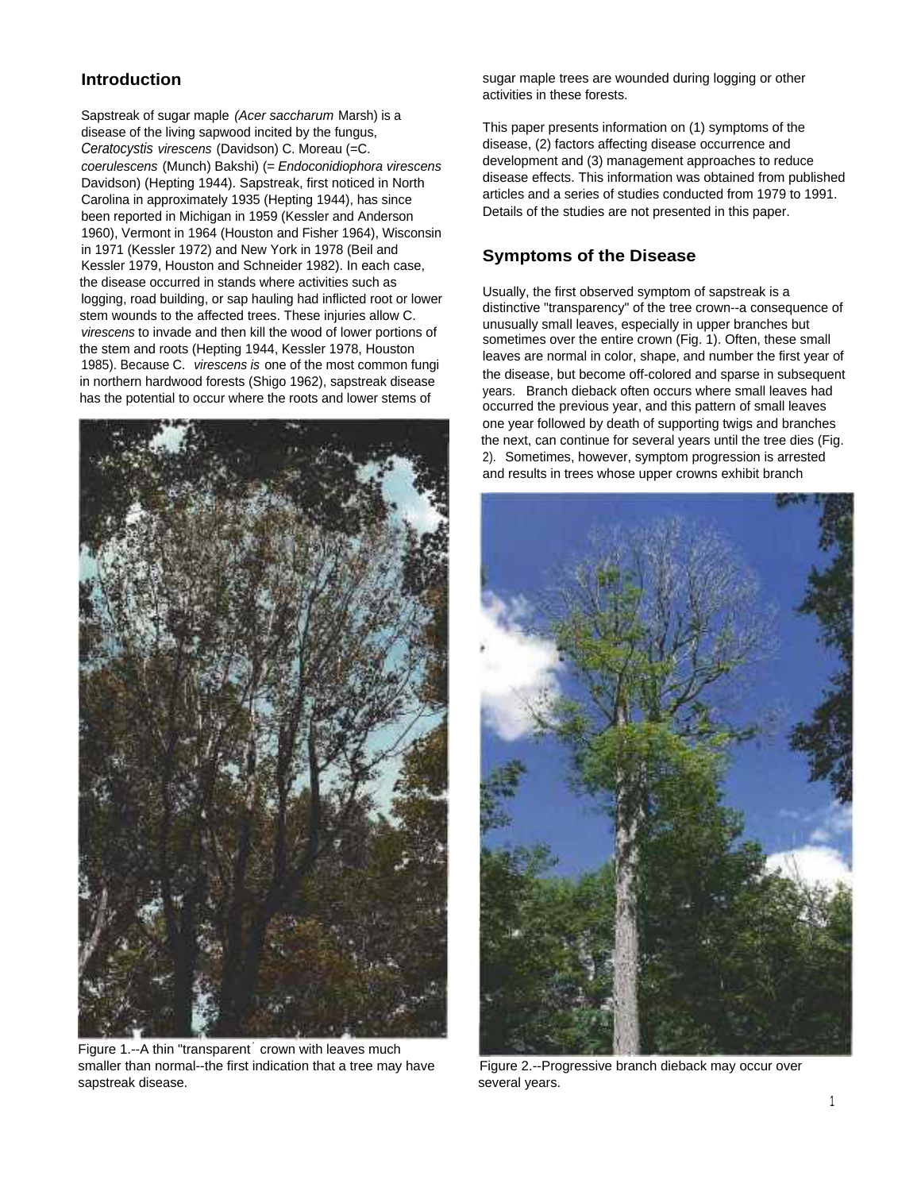## Introduction

Sapstreak of sugar maple *(Acer saccharum* Marsh) is a disease of the living sapwood incited by the fungus, *Ceratocystis virescens* (Davidson) C. Moreau (=C. *coerulescens* (Munch) Bakshi) (= *Endoconidiophora virescens* Davidson) (Hepting 1944). Sapstreak, first noticed in North Carolina in approximately 1935 (Hepting 1944), has since been reported in Michigan in 1959 (Kessler and Anderson 1960), Vermont in 1964 (Houston and Fisher 1964), Wisconsin in 1971 (Kessler 1972) and New York in 1978 (Beil and Kessler 1979, Houston and Schneider 1982). In each case, the disease occurred in stands where activities such as logging, road building, or sap hauling had inflicted root or lower stem wounds to the affected trees. These injuries allow C. *virescens* to invade and then kill the wood of lower portions of the stem and roots (Hepting 1944, Kessler 1978, Houston 1985). Because C. *virescens is* one of the most common fungi in northern hardwood forests (Shigo 1962), sapstreak disease has the potential to occur where the roots and lower stems of sugar maple trees are wounded during logging or other activities in these forests.

Figure 1.--A thin "transparent" crown with leaves much smaller than normal--the first indication that a tree may have sapstreak disease.

This paper presents information on (1) symptoms of the disease, (2) factors affecting disease occurrence and development and (3) management approaches to reduce disease effects. This information was obtained from published articles and a series of studies conducted from 1979 to 1991. Details of the studies are not presented in this paper.

## Symptoms of the Disease

Usually, the first observed symptom of sapstreak is a distinctive "transparency" of the tree crown--a consequence of unusually small leaves, especially in upper branches but sometimes over the entire crown (Fig. 1). Often, these small leaves are normal in color, shape, and number the first year of the disease, but become off-colored and sparse in subsequent years. Branch dieback often occurs where small leaves had occurred the previous year, and this pattern of small leaves one year followed by death of supporting twigs and branches the next, can continue for several years until the tree dies (Fig. 2). Sometimes, however, symptom progression is arrested and results in trees whose upper crowns exhibit branch

Figure 2.--Progressive branch dieback may occur over several years.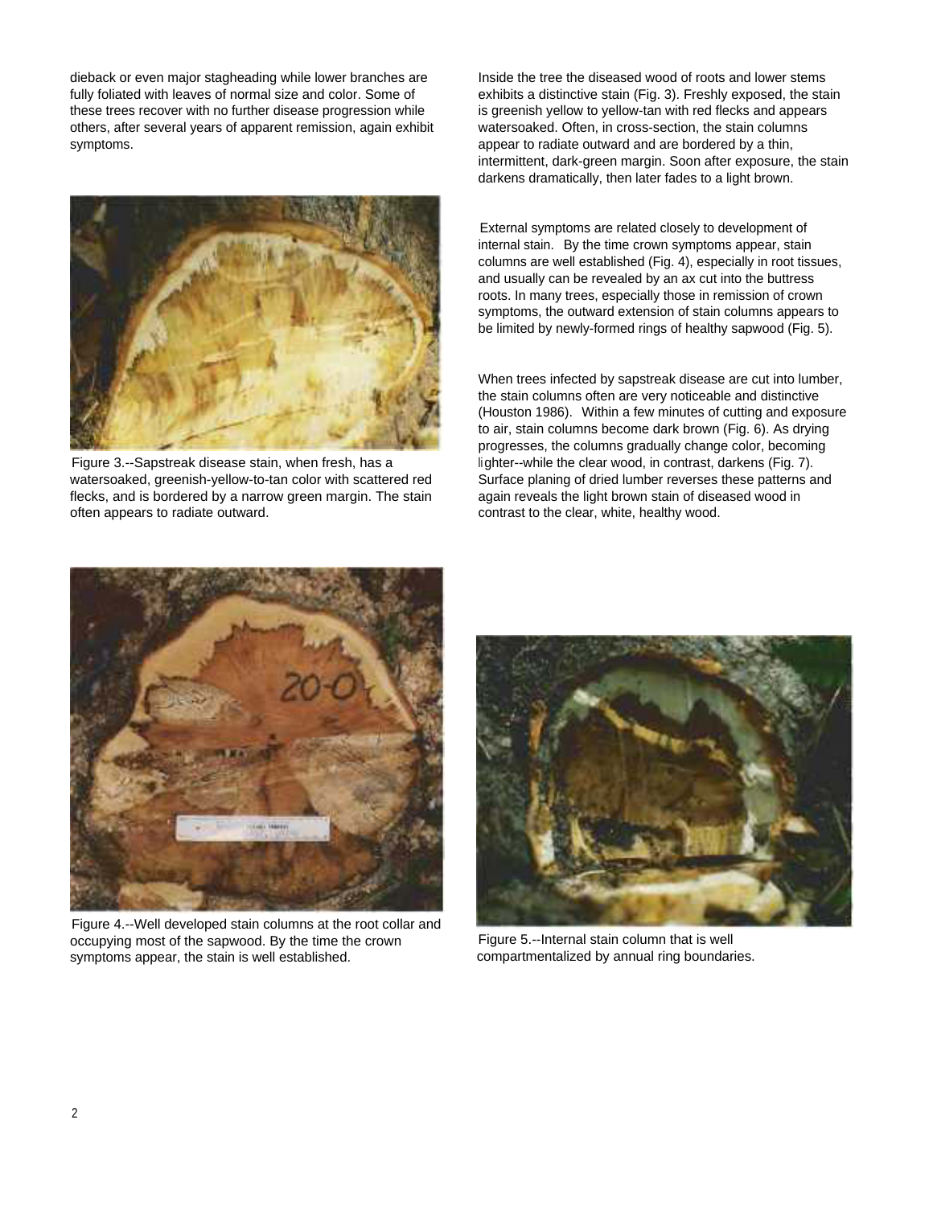dieback or even major stagheading while lower branches are fully foliated with leaves of normal size and color. Some of these trees recover with no further disease progression while others, after several years of apparent remission, again exhibit symptoms.

Figure 3.--Sapstreak disease stain, when fresh, has a watersoaked, greenish-yellow-to-tan color with scattered red flecks, and is bordered by a narrow green margin. The stain often appears to radiate outward.

Inside the tree the diseased wood of roots and lower stems exhibits a distinctive stain (Fig. 3). Freshly exposed, the stain is greenish yellow to yellow-tan with red flecks and appears watersoaked. Often, in cross-section, the stain columns appear to radiate outward and are bordered by a thin, intermittent, dark-green margin. Soon after exposure, the stain darkens dramatically, then later fades to a light brown.

External symptoms are related closely to development of internal stain. By the time crown symptoms appear, stain columns are well established (Fig. 4), especially in root tissues, and usually can be revealed by an ax cut into the buttress roots. In many trees, especially those in remission of crown symptoms, the outward extension of stain columns appears to be limited by newly-formed rings of healthy sapwood (Fig. 5).

When trees infected by sapstreak disease are cut into lumber, the stain columns often are very noticeable and distinctive (Houston 1986). Within a few minutes of cutting and exposure to air, stain columns become dark brown (Fig. 6). As drying progresses, the columns gradually change color, becoming lighter--while the clear wood, in contrast, darkens (Fig. 7). Surface planing of dried lumber reverses these patterns and again reveals the light brown stain of diseased wood in contrast to the clear, white, healthy wood.

Figure 4.--Well developed stain columns at the root collar and occupying most of the sapwood. By the time the crown symptoms appear, the stain is well established.

Figure 5.--Internal stain column that is well compartmentalized by annual ring boundaries.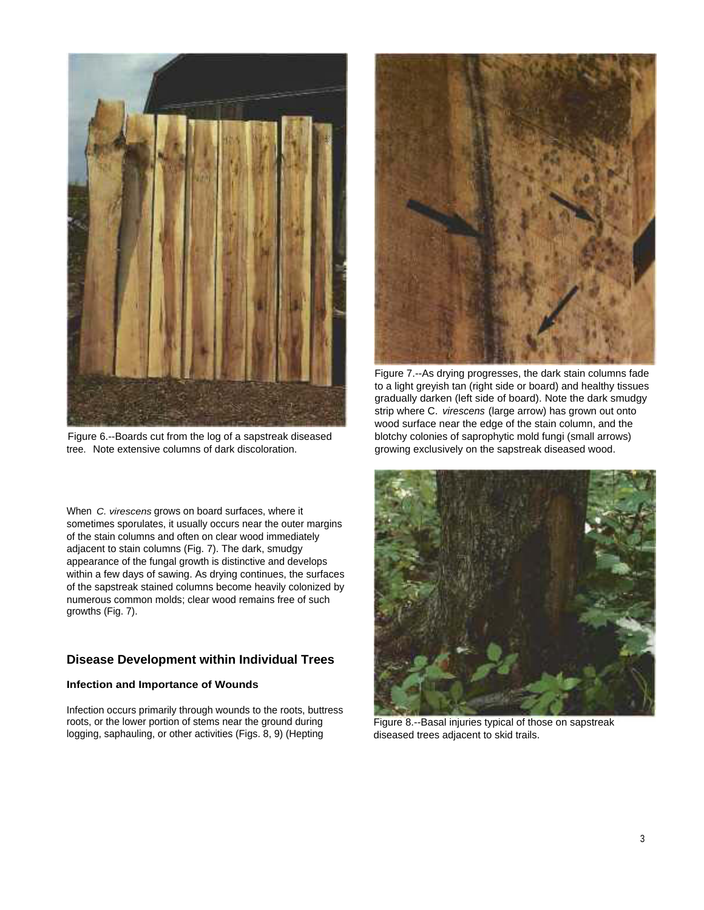Figure 6.--Boards cut from the log of a sapstreak diseased tree. Note extensive columns of dark discoloration.

Figure 7.--As drying progresses, the dark stain columns fade to a light greyish tan (right side or board) and healthy tissues gradually darken (left side of board). Note the dark smudgy strip where C. *virescens* (large arrow) has grown out onto wood surface near the edge of the stain column, and the blotchy colonies of saprophytic mold fungi (small arrows) growing exclusively on the sapstreak diseased wood.

When *C. virescens* grows on board surfaces, where it sometimes sporulates, it usually occurs near the outer margins of the stain columns and often on clear wood immediately adjacent to stain columns (Fig. 7). The dark, smudgy appearance of the fungal growth is distinctive and develops within a few days of sawing. As drying continues, the surfaces of the sapstreak stained columns become heavily colonized by numerous common molds; clear wood remains free of such growths (Fig. 7).

## Disease Development within Individual Trees

### Infection and Importance of Wounds

Infection occurs primarily through wounds to the roots, buttress roots, or the lower portion of stems near the ground during logging, saphauling, or other activities (Figs. 8, 9) (Hepting

Figure 8.--Basal injuries typical of those on sapstreak diseased trees adjacent to skid trails.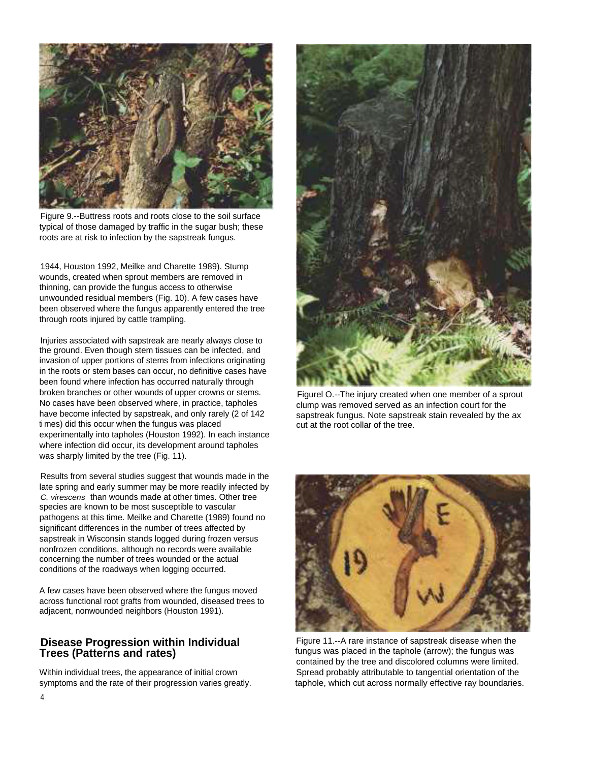Figure 9.--Buttress roots and roots close to the soil surface typical of those damaged by traffic in the sugar bush; these roots are at risk to infection by the sapstreak fungus.

1944, Houston 1992, Meilke and Charette 1989). Stump wounds, created when sprout members are removed in thinning, can provide the fungus access to otherwise unwounded residual members (Fig. 10). A few cases have been observed where the fungus apparently entered the tree through roots injured by cattle trampling.

Injuries associated with sapstreak are nearly always close to the ground. Even though stem tissues can be infected, and invasion of upper portions of stems from infections originating in the roots or stem bases can occur, no definitive cases have been found where infection has occurred naturally through broken branches or other wounds of upper crowns or stems. No cases have been observed where, in practice, tapholes have become infected by sapstreak, and only rarely (2 of 142 times) did this occur when the fungus was placed experimentally into tapholes (Houston 1992). In each instance where infection did occur, its development around tapholes was sharply limited by the tree (Fig. 11).

Results from several studies suggest that wounds made in the late spring and early summer may be more readily infected by *C. virescens* than wounds made at other times. Other tree species are known to be most susceptible to vascular pathogens at this time. Meilke and Charette (1989) found no significant differences in the number of trees affected by sapstreak in Wisconsin stands logged during frozen versus nonfrozen conditions, although no records were available concerning the number of trees wounded or the actual conditions of the roadways when logging occurred.

A few cases have been observed where the fungus moved across functional root grafts from wounded, diseased trees to adjacent, nonwounded neighbors (Houston 1991).

Figurel O.--The injury created when one member of a sprout clump was removed served as an infection court for the sapstreak fungus. Note sapstreak stain revealed by the ax cut at the root collar of the tree.

Figure 11.--A rare instance of sapstreak disease when the fungus was placed in the taphole (arrow); the fungus was contained by the tree and discolored columns were limited. Spread probably attributable to tangential orientation of the taphole, which cut across normally effective ray boundaries.

## Disease Progression within Individual Trees (Patterns and rates)

Within individual trees, the appearance of initial crown symptoms and the rate of their progression varies greatly.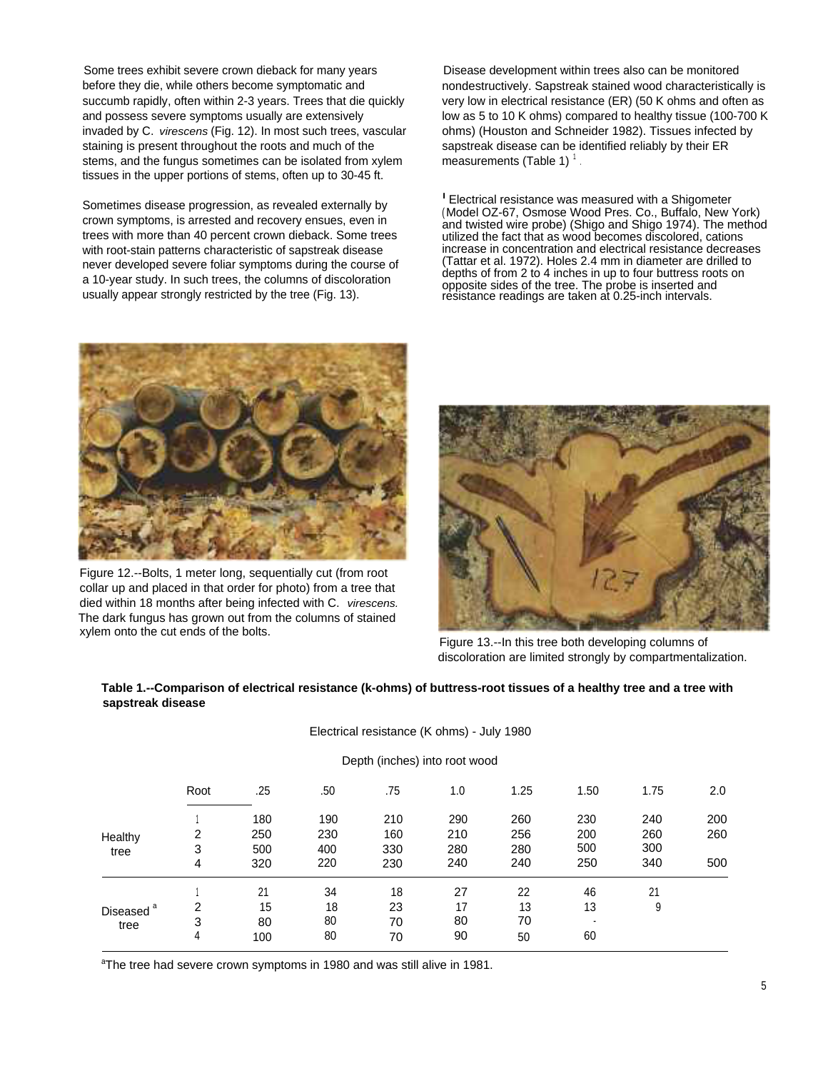Some trees exhibit severe crown dieback for many years before they die, while others become symptomatic and succumb rapidly, often within 2-3 years. Trees that die quickly and possess severe symptoms usually are extensively invaded by C. *virescens* (Fig. 12). In most such trees, vascular staining is present throughout the roots and much of the stems, and the fungus sometimes can be isolated from xylem tissues in the upper portions of stems, often up to 30-45 ft.

Sometimes disease progression, as revealed externally by crown symptoms, is arrested and recovery ensues, even in trees with more than 40 percent crown dieback. Some trees with root-stain patterns characteristic of sapstreak disease never developed severe foliar symptoms during the course of a 10-year study. In such trees, the columns of discoloration usually appear strongly restricted by the tree (Fig. 13).

Disease development within trees also can be monitored nondestructively. Sapstreak stained wood characteristically is very low in electrical resistance (ER) (50 K ohms and often as low as 5 to 10 K ohms) compared to healthy tissue (100-700 K ohms) (Houston and Schneider 1982). Tissues infected by sapstreak disease can be identified reliably by their ER measurements (Table 1)[1].

[1] Electrical resistance was measured with a Shigometer (Model OZ-67, Osmose Wood Pres. Co., Buffalo, New York) and twisted wire probe) (Shigo and Shigo 1974). The method utilized the fact that as wood becomes discolored, cations increase in concentration and electrical resistance decreases (Tattar et al. 1972). Holes 2.4 mm in diameter are drilled to depths of from 2 to 4 inches in up to four buttress roots on opposite sides of the tree. The probe is inserted and resistance readings are taken at 0.25-inch intervals.

Figure 12.--Bolts, 1 meter long, sequentially cut (from root collar up and placed in that order for photo) from a tree that died within 18 months after being infected with C. *virescens.* The dark fungus has grown out from the columns of stained xylem onto the cut ends of the bolts.

Figure 13.--In this tree both developing columns of discoloration are limited strongly by compartmentalization.

**Table 1.--Comparison of electrical resistance (k-ohms) of buttress-root tissues of a healthy tree and a tree with sapstreak disease**

| | | Electrical resistance (K ohms) - July 1980 | | | | | | | |
|---|---|---|---|---|---|---|---|---|---|
| | | Depth (inches) into root wood | | | | | | | |
| | Root | .25 | .50 | .75 | 1.0 | 1.25 | 1.50 | 1.75 | 2.0 |
| Healthy tree | 1 | 180 | 190 | 210 | 290 | 260 | 230 | 240 | 200 |
| | 2 | 250 | 230 | 160 | 210 | 256 | 200 | 260 | 260 |
| | 3 | 500 | 400 | 330 | 280 | 280 | 500 | 300 | |
| | 4 | 320 | 220 | 230 | 240 | 240 | 250 | 340 | 500 |
| Diseased[a] tree | 1 | 21 | 34 | 18 | 27 | 22 | 46 | 21 | |
| | 2 | 15 | 18 | 23 | 17 | 13 | 13 | 9 | |
| | 3 | 80 | 80 | 70 | 80 | 70 | - | | |
| | 4 | 100 | 80 | 70 | 90 | 50 | 60 | | |

[a]The tree had severe crown symptoms in 1980 and was still alive in 1981.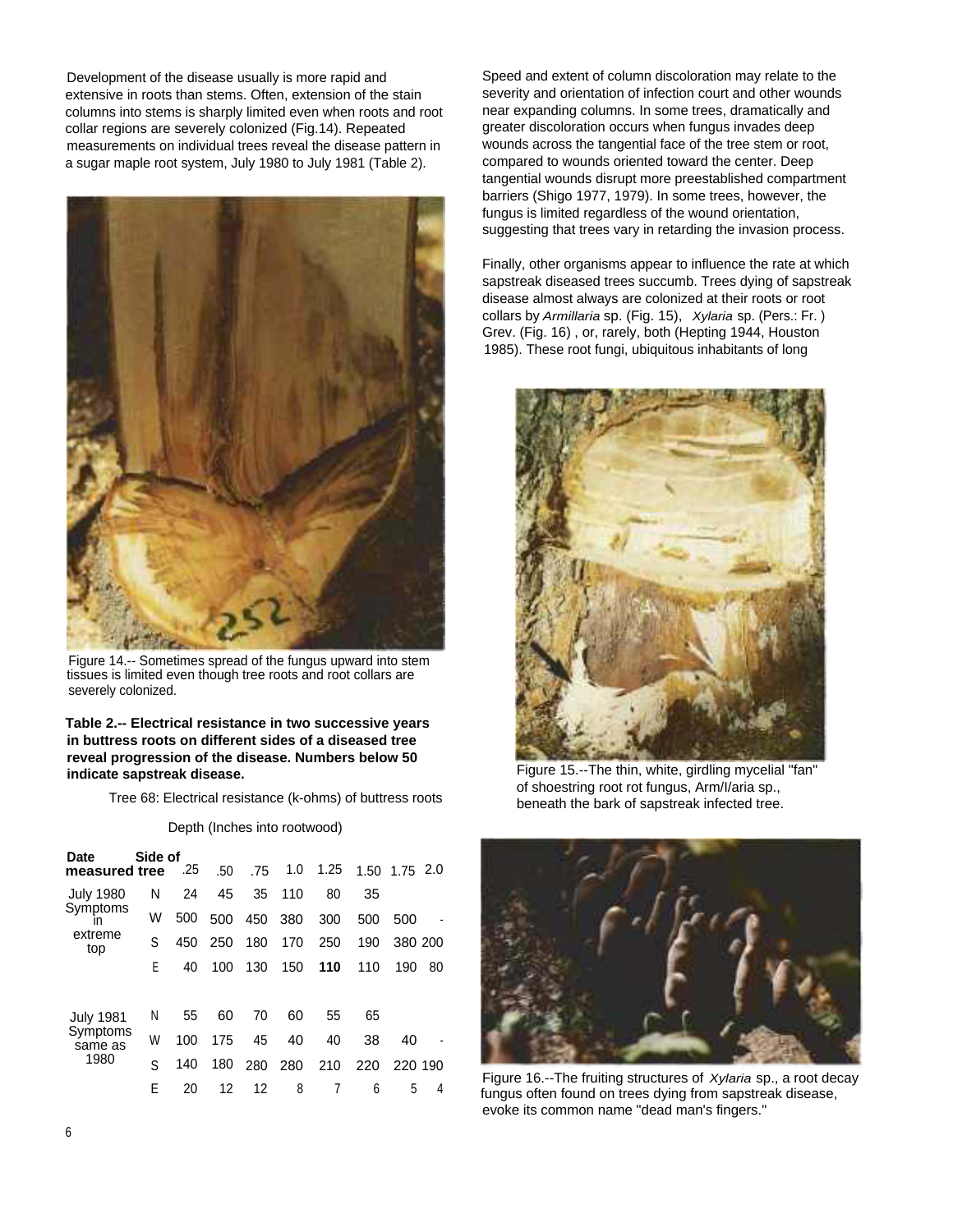Development of the disease usually is more rapid and extensive in roots than stems. Often, extension of the stain columns into stems is sharply limited even when roots and root collar regions are severely colonized (Fig.14). Repeated measurements on individual trees reveal the disease pattern in a sugar maple root system, July 1980 to July 1981 (Table 2).

Figure 14.-- Sometimes spread of the fungus upward into stem tissues is limited even though tree roots and root collars are severely colonized.

**Table 2.-- Electrical resistance in two successive years in buttress roots on different sides of a diseased tree reveal progression of the disease. Numbers below 50 indicate sapstreak disease.**

Tree 68: Electrical resistance (k-ohms) of buttress roots

| Date measured | Side of tree | Depth (Inches into rootwood) | | | | | | | |
|---|---|---|---|---|---|---|---|---|---|
| | | .25 | .50 | .75 | 1.0 | 1.25 | 1.50 | 1.75 | 2.0 |
| July 1980 | N | 24 | 45 | 35 | 110 | 80 | 35 | | |
| Symptoms in | W | 500 | 500 | 450 | 380 | 300 | 500 | 500 | - |
| extreme top | S | 450 | 250 | 180 | 170 | 250 | 190 | 380 | 200 |
| | E | 40 | 100 | 130 | 150 | **110** | 110 | 190 | 80 |
| July 1981 | N | 55 | 60 | 70 | 60 | 55 | 65 | | |
| Symptoms same as | W | 100 | 175 | 45 | 40 | 40 | 38 | 40 | - |
| 1980 | S | 140 | 180 | 280 | 280 | 210 | 220 | 220 | 190 |
| | E | 20 | 12 | 12 | 8 | 7 | 6 | 5 | 4 |

Speed and extent of column discoloration may relate to the severity and orientation of infection court and other wounds near expanding columns. In some trees, dramatically and greater discoloration occurs when fungus invades deep wounds across the tangential face of the tree stem or root, compared to wounds oriented toward the center. Deep tangential wounds disrupt more preestablished compartment barriers (Shigo 1977, 1979). In some trees, however, the fungus is limited regardless of the wound orientation, suggesting that trees vary in retarding the invasion process.

Finally, other organisms appear to influence the rate at which sapstreak diseased trees succumb. Trees dying of sapstreak disease almost always are colonized at their roots or root collars by *Armillaria* sp. (Fig. 15), *Xylaria* sp. (Pers.: Fr. ) Grev. (Fig. 16) , or, rarely, both (Hepting 1944, Houston 1985). These root fungi, ubiquitous inhabitants of long

Figure 15.--The thin, white, girdling mycelial "fan" of shoestring root rot fungus, Arm/I/aria sp., beneath the bark of sapstreak infected tree.

Figure 16.--The fruiting structures of *Xylaria* sp., a root decay fungus often found on trees dying from sapstreak disease, evoke its common name "dead man's fingers."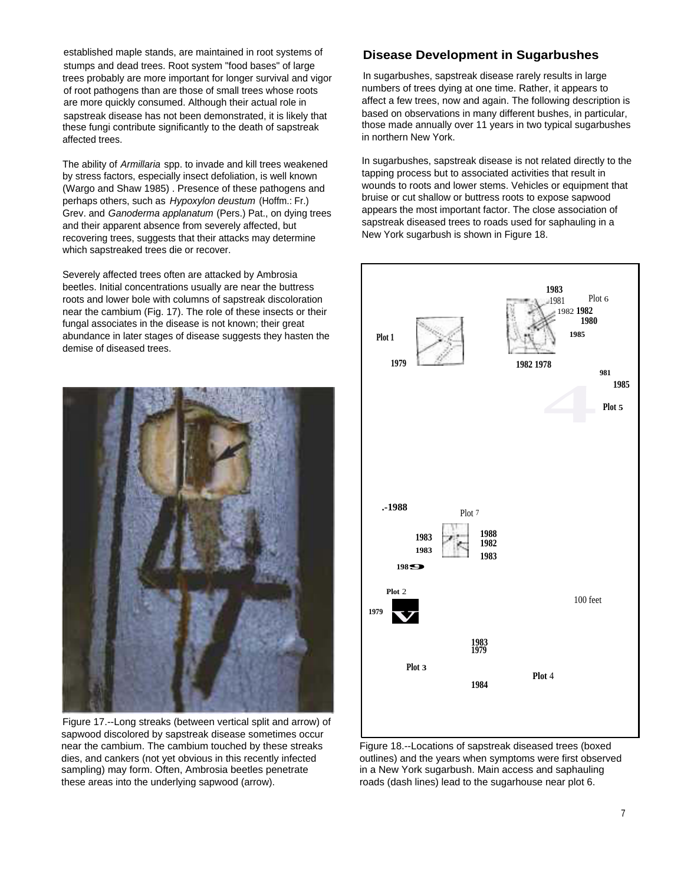established maple stands, are maintained in root systems of stumps and dead trees. Root system "food bases" of large trees probably are more important for longer survival and vigor of root pathogens than are those of small trees whose roots are more quickly consumed. Although their actual role in sapstreak disease has not been demonstrated, it is likely that these fungi contribute significantly to the death of sapstreak affected trees.

The ability of *Armillaria* spp. to invade and kill trees weakened by stress factors, especially insect defoliation, is well known (Wargo and Shaw 1985) . Presence of these pathogens and perhaps others, such as *Hypoxylon deustum* (Hoffm.: Fr.) Grev. and *Ganoderma applanatum* (Pers.) Pat., on dying trees and their apparent absence from severely affected, but recovering trees, suggests that their attacks may determine which sapstreaked trees die or recover.

Severely affected trees often are attacked by Ambrosia beetles. Initial concentrations usually are near the buttress roots and lower bole with columns of sapstreak discoloration near the cambium (Fig. 17). The role of these insects or their fungal associates in the disease is not known; their great abundance in later stages of disease suggests they hasten the demise of diseased trees.

Figure 17.--Long streaks (between vertical split and arrow) of sapwood discolored by sapstreak disease sometimes occur near the cambium. The cambium touched by these streaks dies, and cankers (not yet obvious in this recently infected sampling) may form. Often, Ambrosia beetles penetrate these areas into the underlying sapwood (arrow).

## Disease Development in Sugarbushes

In sugarbushes, sapstreak disease rarely results in large numbers of trees dying at one time. Rather, it appears to affect a few trees, now and again. The following description is based on observations in many different bushes, in particular, those made annually over 11 years in two typical sugarbushes in northern New York.

In sugarbushes, sapstreak disease is not related directly to the tapping process but to associated activities that result in wounds to roots and lower stems. Vehicles or equipment that bruise or cut shallow or buttress roots to expose sapwood appears the most important factor. The close association of sapstreak diseased trees to roads used for saphauling in a New York sugarbush is shown in Figure 18.

Figure 18.--Locations of sapstreak diseased trees (boxed outlines) and the years when symptoms were first observed in a New York sugarbush. Main access and saphauling roads (dash lines) lead to the sugarhouse near plot 6.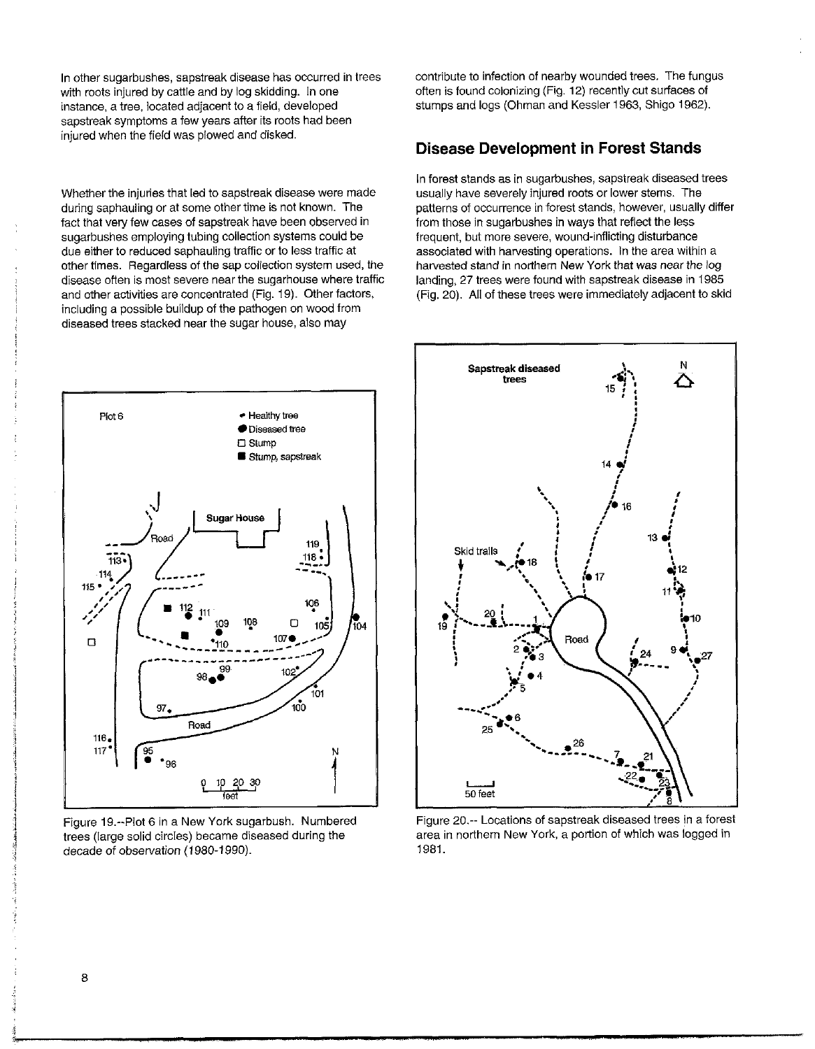In other sugarbushes, sapstreak disease has occurred in trees with roots injured by cattle and by log skidding. In one instance, a tree, located adjacent to a field, developed sapstreak symptoms a few years after its roots had been injured when the field was plowed and disked.

Whether the injuries that led to sapstreak disease were made during saphauling or at some other time is not known. The fact that very few cases of sapstreak have been observed in sugarbushes employing tubing collection systems could be due either to reduced saphauling traffic or to less traffic at other times. Regardless of the sap collection system used, the disease often is most severe near the sugarhouse where traffic and other activities are concentrated (Fig. 19). Other factors, including a possible buildup of the pathogen on wood from diseased trees stacked near the sugar house, also may contribute to infection of nearby wounded trees. The fungus often is found colonizing (Fig. 12) recently cut surfaces of stumps and logs (Ohman and Kessler 1963, Shigo 1962).

## Disease Development in Forest Stands

In forest stands as in sugarbushes, sapstreak diseased trees usually have severely injured roots or lower stems. The patterns of occurrence in forest stands, however, usually differ from those in sugarbushes in ways that reflect the less frequent, but more severe, wound-inflicting disturbance associated with harvesting operations. In the area within a harvested stand in northern New York that was near the log landing, 27 trees were found with sapstreak disease in 1985 (Fig. 20). All of these trees were immediately adjacent to skid

Figure 19.--Plot 6 in a New York sugarbush. Numbered trees (large solid circles) became diseased during the decade of observation (1980-1990).

Figure 20.-- Locations of sapstreak diseased trees in a forest area in northern New York, a portion of which was logged in 1981.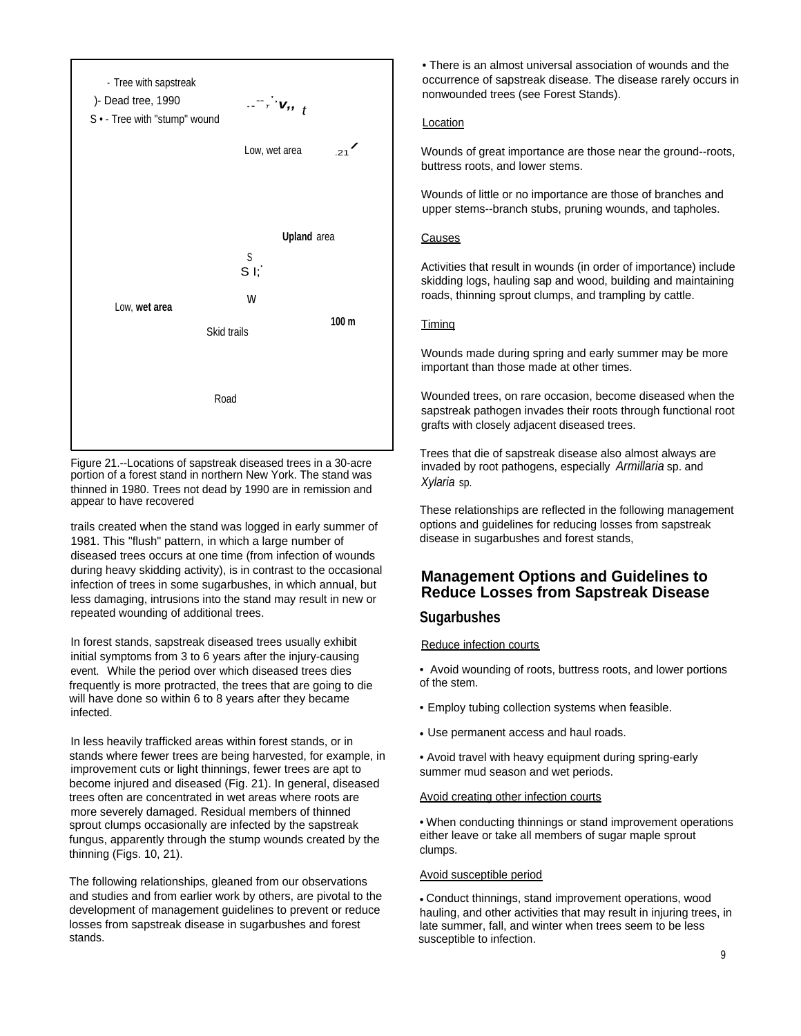- Tree with sapstreak
)- Dead tree, 1990
S • - Tree with "stump" wound

Low, wet area

Upland area

Low, wet area

100 m

Skid trails

Road

Figure 21.--Locations of sapstreak diseased trees in a 30-acre portion of a forest stand in northern New York. The stand was thinned in 1980. Trees not dead by 1990 are in remission and appear to have recovered

trails created when the stand was logged in early summer of 1981. This "flush" pattern, in which a large number of diseased trees occurs at one time (from infection of wounds during heavy skidding activity), is in contrast to the occasional infection of trees in some sugarbushes, in which annual, but less damaging, intrusions into the stand may result in new or repeated wounding of additional trees.

In forest stands, sapstreak diseased trees usually exhibit initial symptoms from 3 to 6 years after the injury-causing event. While the period over which diseased trees dies frequently is more protracted, the trees that are going to die will have done so within 6 to 8 years after they became infected.

In less heavily trafficked areas within forest stands, or in stands where fewer trees are being harvested, for example, in improvement cuts or light thinnings, fewer trees are apt to become injured and diseased (Fig. 21). In general, diseased trees often are concentrated in wet areas where roots are more severely damaged. Residual members of thinned sprout clumps occasionally are infected by the sapstreak fungus, apparently through the stump wounds created by the thinning (Figs. 10, 21).

The following relationships, gleaned from our observations and studies and from earlier work by others, are pivotal to the development of management guidelines to prevent or reduce losses from sapstreak disease in sugarbushes and forest stands.

- There is an almost universal association of wounds and the occurrence of sapstreak disease. The disease rarely occurs in nonwounded trees (see Forest Stands).

Location

Wounds of great importance are those near the ground--roots, buttress roots, and lower stems.

Wounds of little or no importance are those of branches and upper stems--branch stubs, pruning wounds, and tapholes.

Causes

Activities that result in wounds (in order of importance) include skidding logs, hauling sap and wood, building and maintaining roads, thinning sprout clumps, and trampling by cattle.

Timing

Wounds made during spring and early summer may be more important than those made at other times.

Wounded trees, on rare occasion, become diseased when the sapstreak pathogen invades their roots through functional root grafts with closely adjacent diseased trees.

Trees that die of sapstreak disease also almost always are invaded by root pathogens, especially *Armillaria* sp. and *Xylaria* sp.

These relationships are reflected in the following management options and guidelines for reducing losses from sapstreak disease in sugarbushes and forest stands,

## Management Options and Guidelines to Reduce Losses from Sapstreak Disease

### Sugarbushes

Reduce infection courts

- Avoid wounding of roots, buttress roots, and lower portions of the stem.
- Employ tubing collection systems when feasible.
- Use permanent access and haul roads.
- Avoid travel with heavy equipment during spring-early summer mud season and wet periods.

Avoid creating other infection courts

- When conducting thinnings or stand improvement operations either leave or take all members of sugar maple sprout clumps.

Avoid susceptible period

- Conduct thinnings, stand improvement operations, wood hauling, and other activities that may result in injuring trees, in late summer, fall, and winter when trees seem to be less susceptible to infection.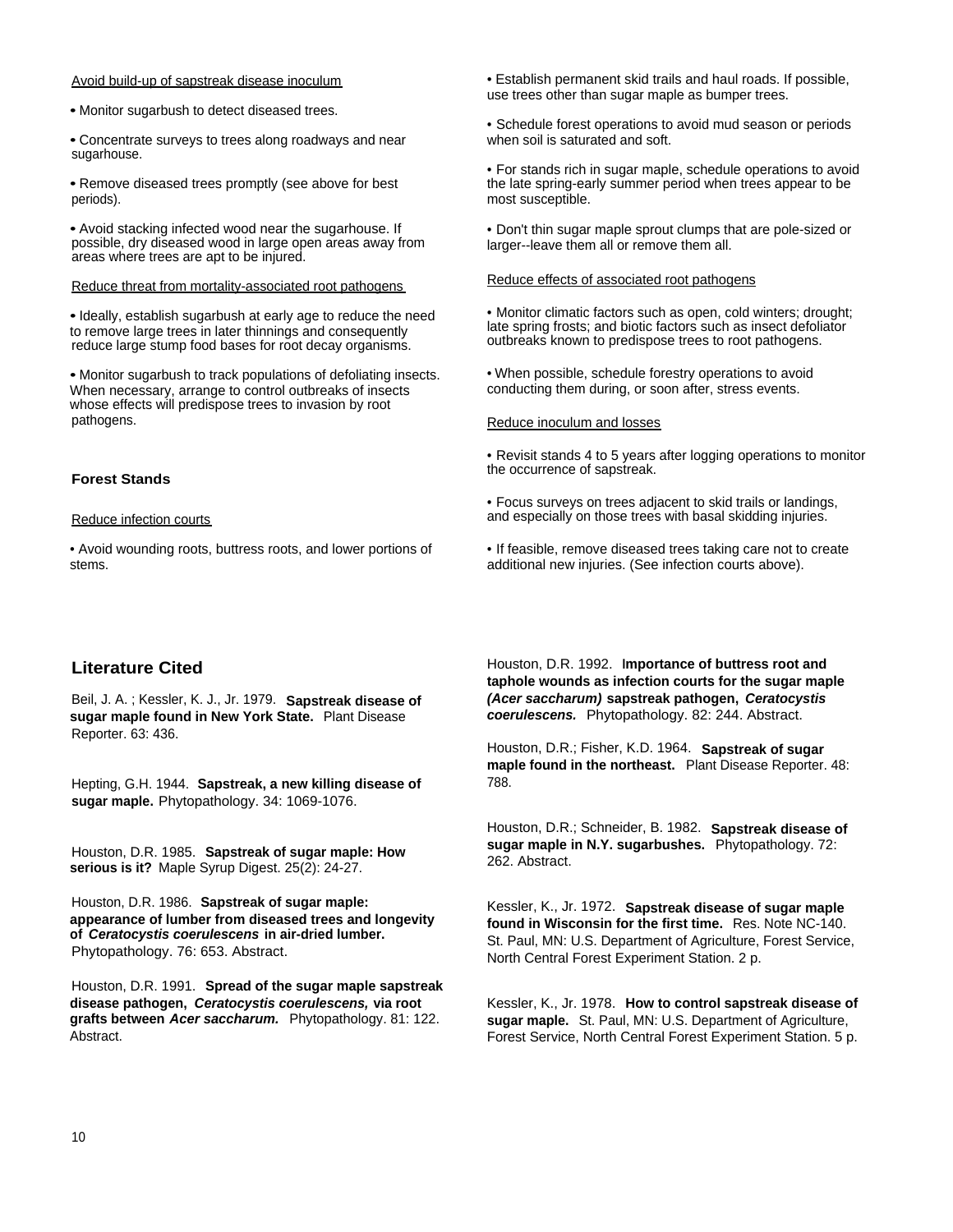Avoid build-up of sapstreak disease inoculum

- Monitor sugarbush to detect diseased trees.
- Concentrate surveys to trees along roadways and near sugarhouse.
- Remove diseased trees promptly (see above for best periods).
- Avoid stacking infected wood near the sugarhouse. If possible, dry diseased wood in large open areas away from areas where trees are apt to be injured.

Reduce threat from mortality-associated root pathogens

- Ideally, establish sugarbush at early age to reduce the need to remove large trees in later thinnings and consequently reduce large stump food bases for root decay organisms.
- Monitor sugarbush to track populations of defoliating insects. When necessary, arrange to control outbreaks of insects whose effects will predispose trees to invasion by root pathogens.

### Forest Stands

Reduce infection courts

- Avoid wounding roots, buttress roots, and lower portions of stems.
- Establish permanent skid trails and haul roads. If possible, use trees other than sugar maple as bumper trees.
- Schedule forest operations to avoid mud season or periods when soil is saturated and soft.
- For stands rich in sugar maple, schedule operations to avoid the late spring-early summer period when trees appear to be most susceptible.
- Don't thin sugar maple sprout clumps that are pole-sized or larger--leave them all or remove them all.

Reduce effects of associated root pathogens

- Monitor climatic factors such as open, cold winters; drought; late spring frosts; and biotic factors such as insect defoliator outbreaks known to predispose trees to root pathogens.
- When possible, schedule forestry operations to avoid conducting them during, or soon after, stress events.

Reduce inoculum and losses

- Revisit stands 4 to 5 years after logging operations to monitor the occurrence of sapstreak.
- Focus surveys on trees adjacent to skid trails or landings, and especially on those trees with basal skidding injuries.
- If feasible, remove diseased trees taking care not to create additional new injuries. (See infection courts above).

## Literature Cited

Beil, J. A. ; Kessler, K. J., Jr. 1979. **Sapstreak disease of sugar maple found in New York State.** Plant Disease Reporter. 63: 436.

Hepting, G.H. 1944. **Sapstreak, a new killing disease of sugar maple.** Phytopathology. 34: 1069-1076.

Houston, D.R. 1985. **Sapstreak of sugar maple: How serious is it?** Maple Syrup Digest. 25(2): 24-27.

Houston, D.R. 1986. **Sapstreak of sugar maple: appearance of lumber from diseased trees and longevity of *Ceratocystis coerulescens* in air-dried lumber.** Phytopathology. 76: 653. Abstract.

Houston, D.R. 1991. **Spread of the sugar maple sapstreak disease pathogen, *Ceratocystis coerulescens,* via root grafts between *Acer saccharum.*** Phytopathology. 81: 122. Abstract.

Houston, D.R. 1992. **Importance of buttress root and taphole wounds as infection courts for the sugar maple *(Acer saccharum)* sapstreak pathogen, *Ceratocystis coerulescens.*** Phytopathology. 82: 244. Abstract.

Houston, D.R.; Fisher, K.D. 1964. **Sapstreak of sugar maple found in the northeast.** Plant Disease Reporter. 48: 788.

Houston, D.R.; Schneider, B. 1982. **Sapstreak disease of sugar maple in N.Y. sugarbushes.** Phytopathology. 72: 262. Abstract.

Kessler, K., Jr. 1972. **Sapstreak disease of sugar maple found in Wisconsin for the first time.** Res. Note NC-140. St. Paul, MN: U.S. Department of Agriculture, Forest Service, North Central Forest Experiment Station. 2 p.

Kessler, K., Jr. 1978. **How to control sapstreak disease of sugar maple.** St. Paul, MN: U.S. Department of Agriculture, Forest Service, North Central Forest Experiment Station. 5 p.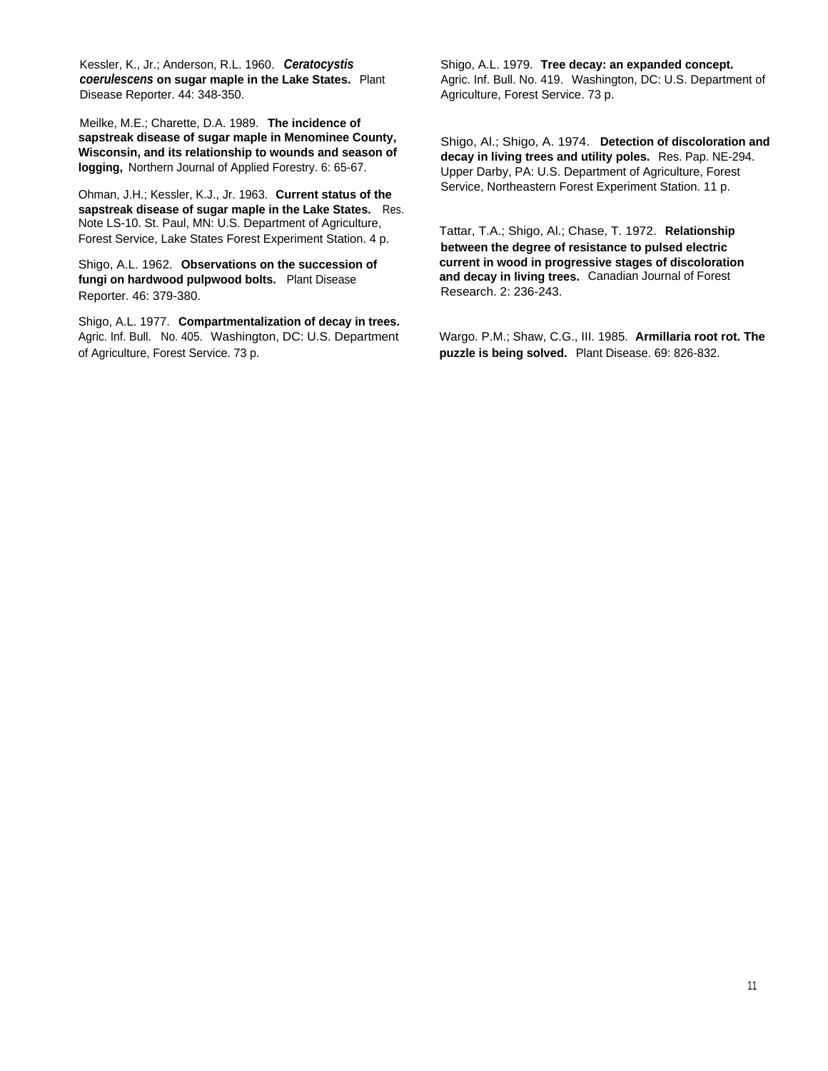Kessler, K., Jr.; Anderson, R.L. 1960. ***Ceratocystis coerulescens* on sugar maple in the Lake States.** Plant Disease Reporter. 44: 348-350.

Meilke, M.E.; Charette, D.A. 1989. **The incidence of sapstreak disease of sugar maple in Menominee County, Wisconsin, and its relationship to wounds and season of logging,** Northern Journal of Applied Forestry. 6: 65-67.

Ohman, J.H.; Kessler, K.J., Jr. 1963. **Current status of the sapstreak disease of sugar maple in the Lake States.** Res. Note LS-10. St. Paul, MN: U.S. Department of Agriculture, Forest Service, Lake States Forest Experiment Station. 4 p.

Shigo, A.L. 1962. **Observations on the succession of fungi on hardwood pulpwood bolts.** Plant Disease Reporter. 46: 379-380.

Shigo, A.L. 1977. **Compartmentalization of decay in trees.** Agric. Inf. Bull. No. 405. Washington, DC: U.S. Department of Agriculture, Forest Service. 73 p.

Shigo, A.L. 1979. **Tree decay: an expanded concept.** Agric. Inf. Bull. No. 419. Washington, DC: U.S. Department of Agriculture, Forest Service. 73 p.

Shigo, Al.; Shigo, A. 1974. **Detection of discoloration and decay in living trees and utility poles.** Res. Pap. NE-294. Upper Darby, PA: U.S. Department of Agriculture, Forest Service, Northeastern Forest Experiment Station. 11 p.

Tattar, T.A.; Shigo, Al.; Chase, T. 1972. **Relationship between the degree of resistance to pulsed electric current in wood in progressive stages of discoloration and decay in living trees.** Canadian Journal of Forest Research. 2: 236-243.

Wargo. P.M.; Shaw, C.G., III. 1985. **Armillaria root rot. The puzzle is being solved.** Plant Disease. 69: 826-832.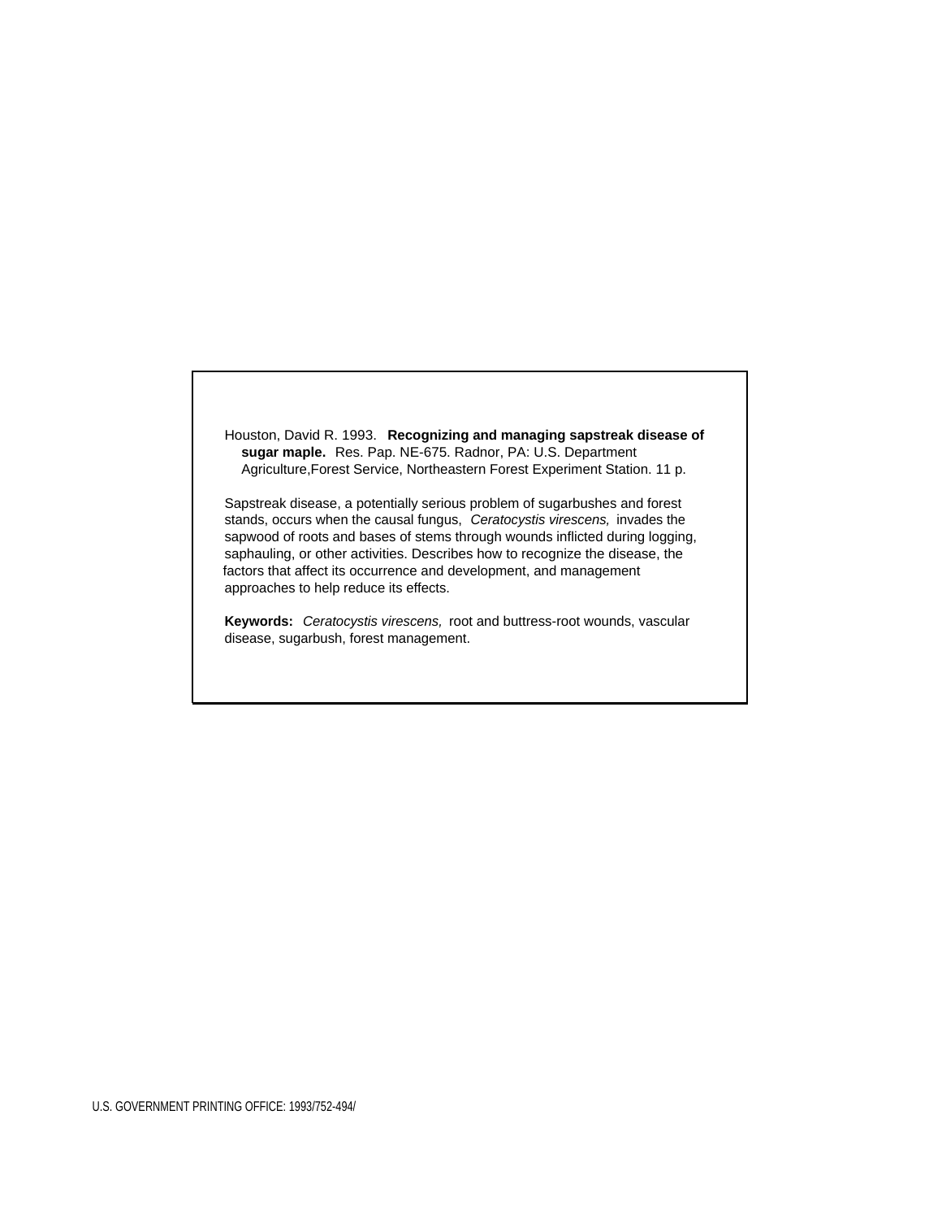Houston, David R. 1993. **Recognizing and managing sapstreak disease of sugar maple.** Res. Pap. NE-675. Radnor, PA: U.S. Department Agriculture,Forest Service, Northeastern Forest Experiment Station. 11 p.

Sapstreak disease, a potentially serious problem of sugarbushes and forest stands, occurs when the causal fungus, *Ceratocystis virescens,* invades the sapwood of roots and bases of stems through wounds inflicted during logging, saphauling, or other activities. Describes how to recognize the disease, the factors that affect its occurrence and development, and management approaches to help reduce its effects.

**Keywords:** *Ceratocystis virescens,* root and buttress-root wounds, vascular disease, sugarbush, forest management.

U.S. GOVERNMENT PRINTING OFFICE: 1993/752-494/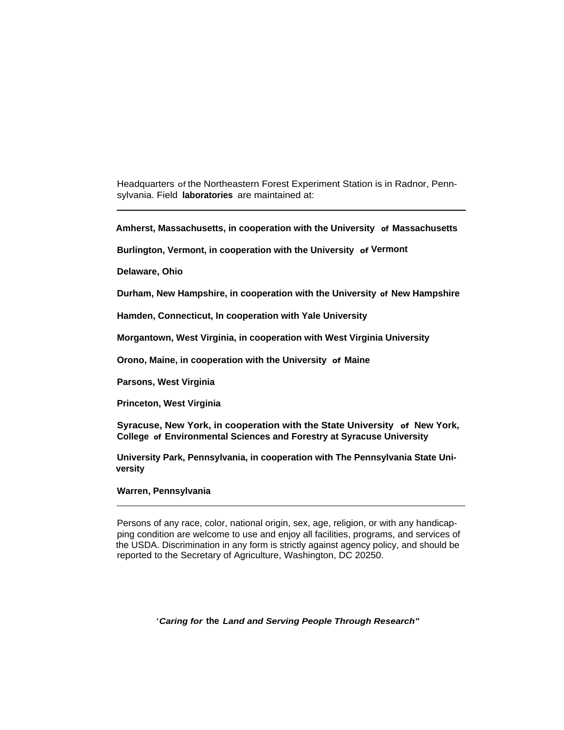Headquarters of the Northeastern Forest Experiment Station is in Radnor, Pennsylvania. Field **laboratories** are maintained at:

---

**Amherst, Massachusetts, in cooperation with the University of Massachusetts**

**Burlington, Vermont, in cooperation with the University of Vermont**

**Delaware, Ohio**

**Durham, New Hampshire, in cooperation with the University of New Hampshire**

**Hamden, Connecticut, In cooperation with Yale University**

**Morgantown, West Virginia, in cooperation with West Virginia University**

**Orono, Maine, in cooperation with the University of Maine**

**Parsons, West Virginia**

**Princeton, West Virginia**

**Syracuse, New York, in cooperation with the State University of New York, College of Environmental Sciences and Forestry at Syracuse University**

**University Park, Pennsylvania, in cooperation with The Pennsylvania State University**

**Warren, Pennsylvania**

---

Persons of any race, color, national origin, sex, age, religion, or with any handicapping condition are welcome to use and enjoy all facilities, programs, and services of the USDA. Discrimination in any form is strictly against agency policy, and should be reported to the Secretary of Agriculture, Washington, DC 20250.

"***Caring for* the *Land and Serving People Through Research*"**